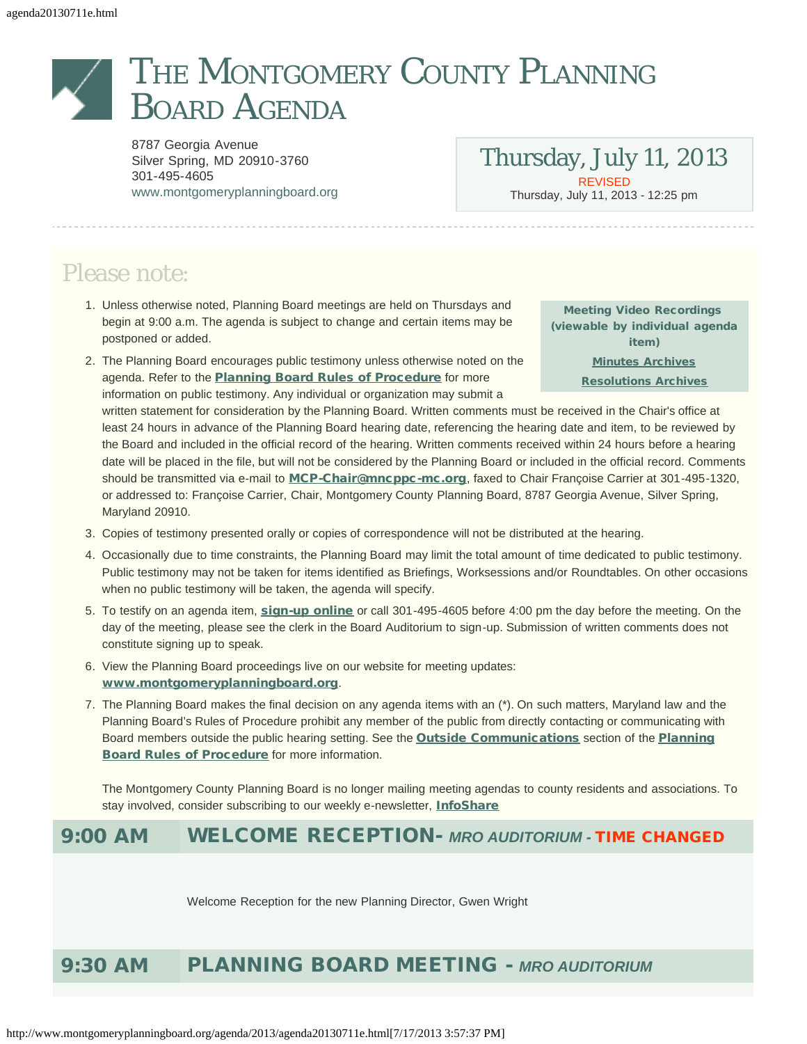# The Montgomery County Planning Board Agenda

8787 Georgia Avenue
Silver Spring, MD 20910-3760
301-495-4605
www.montgomeryplanningboard.org

**Thursday, July 11, 2013**
REVISED
Thursday, July 11, 2013 - 12:25 pm

## Please note:

Meeting Video Recordings (viewable by individual agenda item)
Minutes Archives
Resolutions Archives

1. Unless otherwise noted, Planning Board meetings are held on Thursdays and begin at 9:00 a.m. The agenda is subject to change and certain items may be postponed or added.
2. The Planning Board encourages public testimony unless otherwise noted on the agenda. Refer to the **Planning Board Rules of Procedure** for more information on public testimony. Any individual or organization may submit a written statement for consideration by the Planning Board. Written comments must be received in the Chair's office at least 24 hours in advance of the Planning Board hearing date, referencing the hearing date and item, to be reviewed by the Board and included in the official record of the hearing. Written comments received within 24 hours before a hearing date will be placed in the file, but will not be considered by the Planning Board or included in the official record. Comments should be transmitted via e-mail to **MCP-Chair@mncppc-mc.org**, faxed to Chair Françoise Carrier at 301-495-1320, or addressed to: Françoise Carrier, Chair, Montgomery County Planning Board, 8787 Georgia Avenue, Silver Spring, Maryland 20910.
3. Copies of testimony presented orally or copies of correspondence will not be distributed at the hearing.
4. Occasionally due to time constraints, the Planning Board may limit the total amount of time dedicated to public testimony. Public testimony may not be taken for items identified as Briefings, Worksessions and/or Roundtables. On other occasions when no public testimony will be taken, the agenda will specify.
5. To testify on an agenda item, **sign-up online** or call 301-495-4605 before 4:00 pm the day before the meeting. On the day of the meeting, please see the clerk in the Board Auditorium to sign-up. Submission of written comments does not constitute signing up to speak.
6. View the Planning Board proceedings live on our website for meeting updates: **www.montgomeryplanningboard.org**.
7. The Planning Board makes the final decision on any agenda items with an (*). On such matters, Maryland law and the Planning Board's Rules of Procedure prohibit any member of the public from directly contacting or communicating with Board members outside the public hearing setting. See the **Outside Communications** section of the **Planning Board Rules of Procedure** for more information.

   The Montgomery County Planning Board is no longer mailing meeting agendas to county residents and associations. To stay involved, consider subscribing to our weekly e-newsletter, **InfoShare**

## 9:00 AM WELCOME RECEPTION- *MRO AUDITORIUM* - TIME CHANGED

Welcome Reception for the new Planning Director, Gwen Wright

## 9:30 AM PLANNING BOARD MEETING - *MRO AUDITORIUM*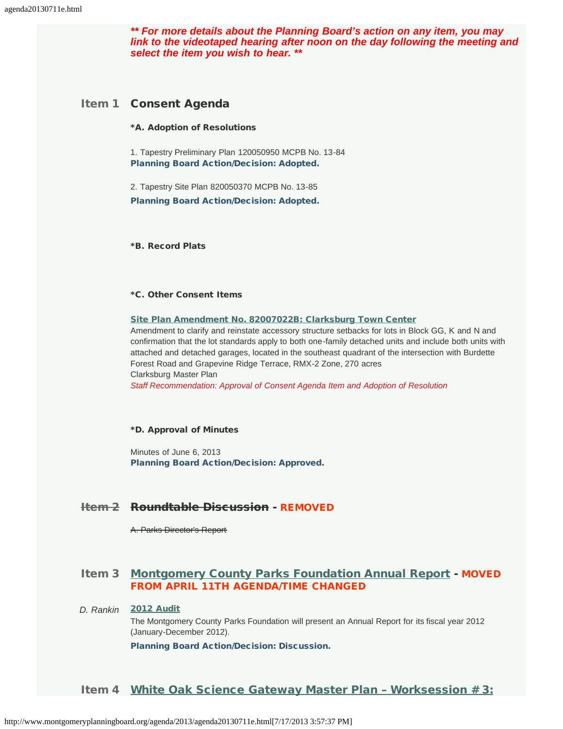***\*\* For more details about the Planning Board's action on any item, you may link to the videotaped hearing after noon on the day following the meeting and select the item you wish to hear. \*\****

## Item 1 Consent Agenda

**\*A. Adoption of Resolutions**

1. Tapestry Preliminary Plan 120050950 MCPB No. 13-84
**Planning Board Action/Decision: Adopted.**

2. Tapestry Site Plan 820050370 MCPB No. 13-85
**Planning Board Action/Decision: Adopted.**

**\*B. Record Plats**

**\*C. Other Consent Items**

**Site Plan Amendment No. 82007022B: Clarksburg Town Center**
Amendment to clarify and reinstate accessory structure setbacks for lots in Block GG, K and N and confirmation that the lot standards apply to both one-family detached units and include both units with attached and detached garages, located in the southeast quadrant of the intersection with Burdette Forest Road and Grapevine Ridge Terrace, RMX-2 Zone, 270 acres
Clarksburg Master Plan
*Staff Recommendation: Approval of Consent Agenda Item and Adoption of Resolution*

**\*D. Approval of Minutes**

Minutes of June 6, 2013
**Planning Board Action/Decision: Approved.**

## ~~Item 2 Roundtable Discussion~~ - REMOVED

~~A. Parks Director's Report~~

## Item 3 Montgomery County Parks Foundation Annual Report - MOVED FROM APRIL 11TH AGENDA/TIME CHANGED

*D. Rankin*

**2012 Audit**
The Montgomery County Parks Foundation will present an Annual Report for its fiscal year 2012 (January-December 2012).
**Planning Board Action/Decision: Discussion.**

## Item 4 White Oak Science Gateway Master Plan – Worksession # 3: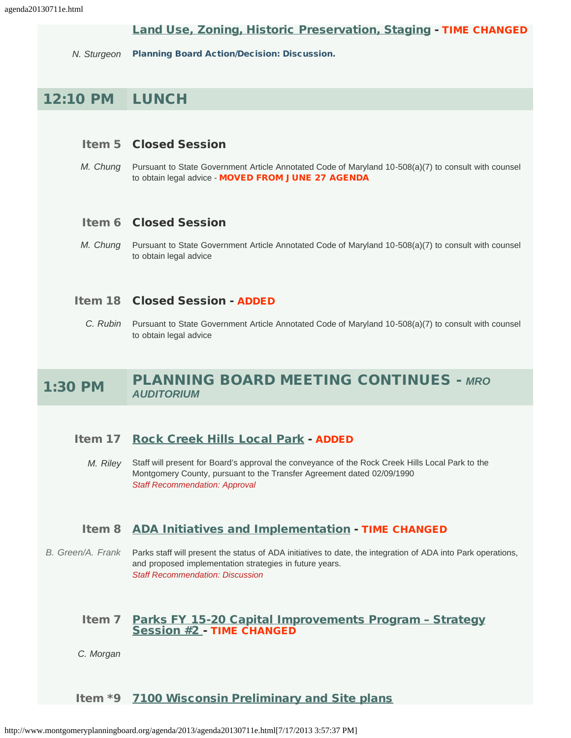**Land Use, Zoning, Historic Preservation, Staging** - **TIME CHANGED**

*N. Sturgeon* **Planning Board Action/Decision: Discussion.**

## 12:10 PM LUNCH

### Item 5 Closed Session

*M. Chung* Pursuant to State Government Article Annotated Code of Maryland 10-508(a)(7) to consult with counsel to obtain legal advice - **MOVED FROM JUNE 27 AGENDA**

### Item 6 Closed Session

*M. Chung* Pursuant to State Government Article Annotated Code of Maryland 10-508(a)(7) to consult with counsel to obtain legal advice

### Item 18 Closed Session - ADDED

*C. Rubin* Pursuant to State Government Article Annotated Code of Maryland 10-508(a)(7) to consult with counsel to obtain legal advice

## 1:30 PM PLANNING BOARD MEETING CONTINUES - *MRO AUDITORIUM*

### Item 17 Rock Creek Hills Local Park - ADDED

*M. Riley* Staff will present for Board's approval the conveyance of the Rock Creek Hills Local Park to the Montgomery County, pursuant to the Transfer Agreement dated 02/09/1990
*Staff Recommendation: Approval*

### Item 8 ADA Initiatives and Implementation - TIME CHANGED

*B. Green/A. Frank* Parks staff will present the status of ADA initiatives to date, the integration of ADA into Park operations, and proposed implementation strategies in future years.
*Staff Recommendation: Discussion*

### Item 7 Parks FY 15-20 Capital Improvements Program – Strategy Session #2 - TIME CHANGED

*C. Morgan*

### Item *9 7100 Wisconsin Preliminary and Site plans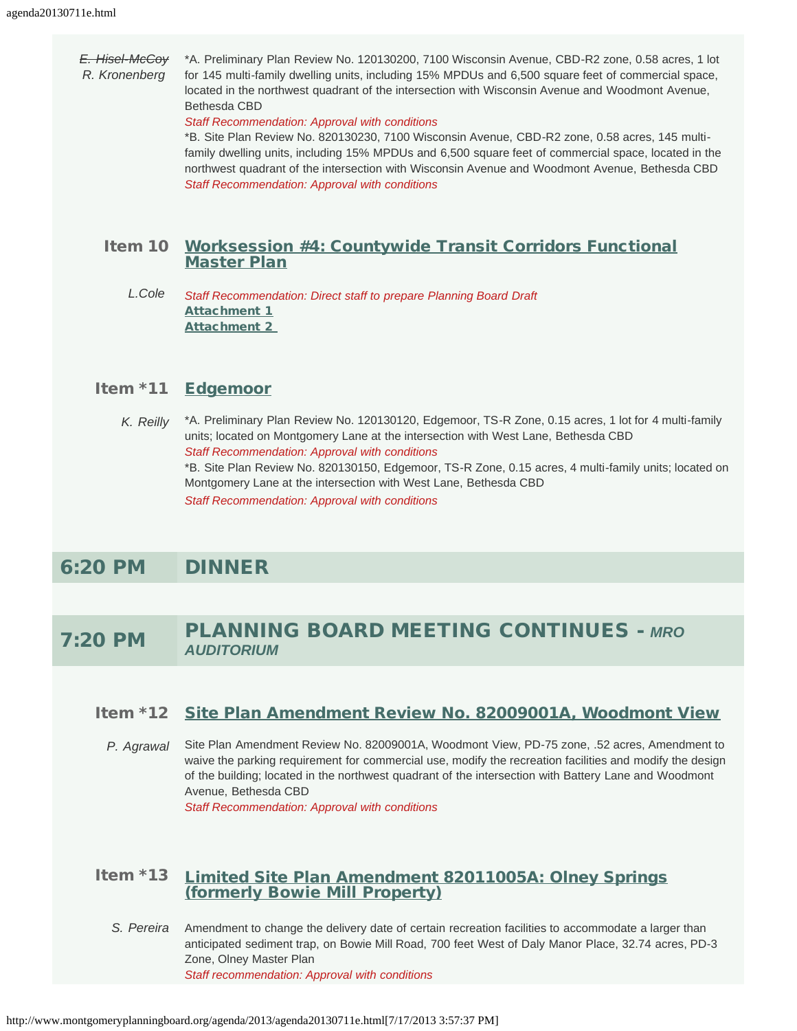~~E. Hisel-McCoy~~
*R. Kronenberg*

*A. Preliminary Plan Review No. 120130200, 7100 Wisconsin Avenue, CBD-R2 zone, 0.58 acres, 1 lot for 145 multi-family dwelling units, including 15% MPDUs and 6,500 square feet of commercial space, located in the northwest quadrant of the intersection with Wisconsin Avenue and Woodmont Avenue, Bethesda CBD

*Staff Recommendation: Approval with conditions*

*B. Site Plan Review No. 820130230, 7100 Wisconsin Avenue, CBD-R2 zone, 0.58 acres, 145 multi-family dwelling units, including 15% MPDUs and 6,500 square feet of commercial space, located in the northwest quadrant of the intersection with Wisconsin Avenue and Woodmont Avenue, Bethesda CBD

*Staff Recommendation: Approval with conditions*

### Item 10 Worksession #4: Countywide Transit Corridors Functional Master Plan

*L.Cole*

*Staff Recommendation: Direct staff to prepare Planning Board Draft*

**Attachment 1**

**Attachment 2**

### Item *11 Edgemoor

*K. Reilly*

*A. Preliminary Plan Review No. 120130120, Edgemoor, TS-R Zone, 0.15 acres, 1 lot for 4 multi-family units; located on Montgomery Lane at the intersection with West Lane, Bethesda CBD

*Staff Recommendation: Approval with conditions*

*B. Site Plan Review No. 820130150, Edgemoor, TS-R Zone, 0.15 acres, 4 multi-family units; located on Montgomery Lane at the intersection with West Lane, Bethesda CBD

*Staff Recommendation: Approval with conditions*

## 6:20 PM DINNER

## 7:20 PM PLANNING BOARD MEETING CONTINUES - *MRO AUDITORIUM*

### Item *12 Site Plan Amendment Review No. 82009001A, Woodmont View

*P. Agrawal*

Site Plan Amendment Review No. 82009001A, Woodmont View, PD-75 zone, .52 acres, Amendment to waive the parking requirement for commercial use, modify the recreation facilities and modify the design of the building; located in the northwest quadrant of the intersection with Battery Lane and Woodmont Avenue, Bethesda CBD

*Staff Recommendation: Approval with conditions*

### Item *13 Limited Site Plan Amendment 82011005A: Olney Springs (formerly Bowie Mill Property)

*S. Pereira*

Amendment to change the delivery date of certain recreation facilities to accommodate a larger than anticipated sediment trap, on Bowie Mill Road, 700 feet West of Daly Manor Place, 32.74 acres, PD-3 Zone, Olney Master Plan

*Staff recommendation: Approval with conditions*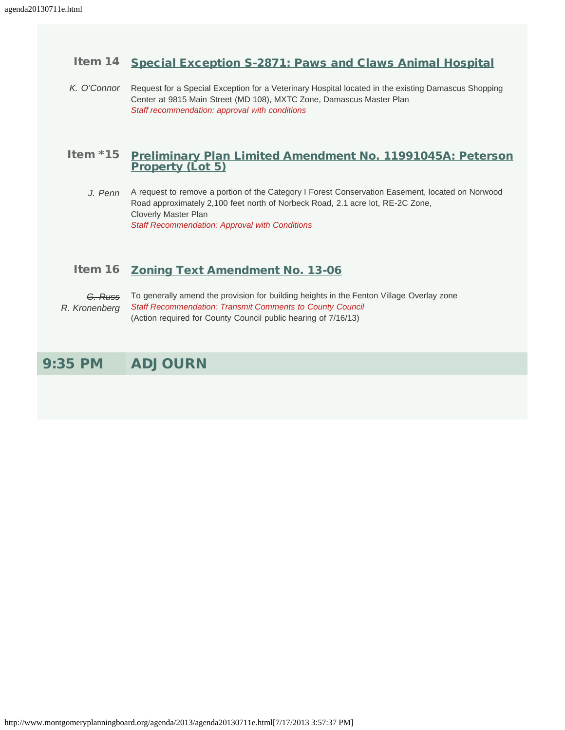### Item 14 [Special Exception S-2871: Paws and Claws Animal Hospital]

*K. O'Connor*

Request for a Special Exception for a Veterinary Hospital located in the existing Damascus Shopping Center at 9815 Main Street (MD 108), MXTC Zone, Damascus Master Plan

*Staff recommendation: approval with conditions*

### Item *15 [Preliminary Plan Limited Amendment No. 11991045A: Peterson Property (Lot 5)]

*J. Penn*

A request to remove a portion of the Category I Forest Conservation Easement, located on Norwood Road approximately 2,100 feet north of Norbeck Road, 2.1 acre lot, RE-2C Zone, Cloverly Master Plan

*Staff Recommendation: Approval with Conditions*

### Item 16 [Zoning Text Amendment No. 13-06]

*~~G. Russ~~*
*R. Kronenberg*

To generally amend the provision for building heights in the Fenton Village Overlay zone

*Staff Recommendation: Transmit Comments to County Council*

(Action required for County Council public hearing of 7/16/13)

## 9:35 PM ADJOURN